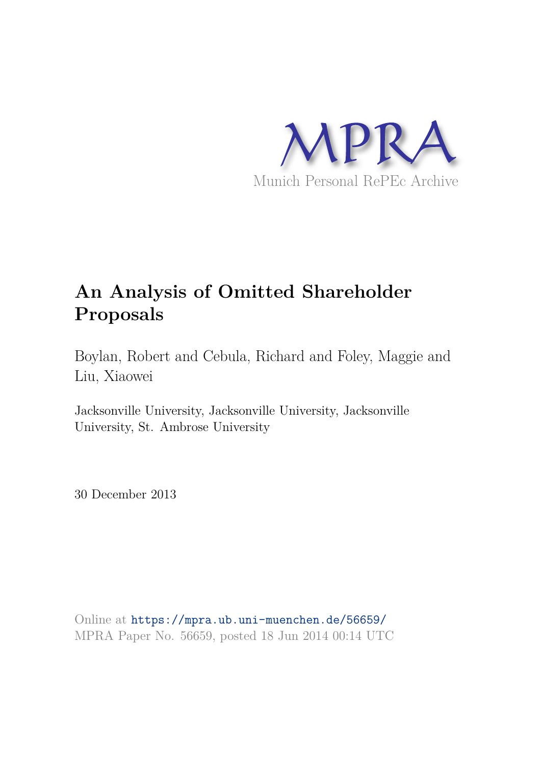MPRA

Munich Personal RePEc Archive

# An Analysis of Omitted Shareholder Proposals

Boylan, Robert and Cebula, Richard and Foley, Maggie and Liu, Xiaowei

Jacksonville University, Jacksonville University, Jacksonville University, St. Ambrose University

30 December 2013

Online at https://mpra.ub.uni-muenchen.de/56659/
MPRA Paper No. 56659, posted 18 Jun 2014 00:14 UTC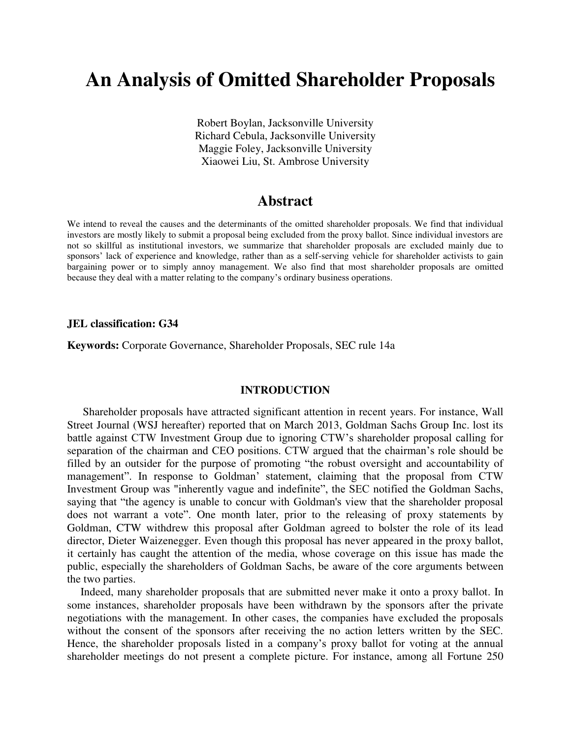# An Analysis of Omitted Shareholder Proposals

Robert Boylan, Jacksonville University
Richard Cebula, Jacksonville University
Maggie Foley, Jacksonville University
Xiaowei Liu, St. Ambrose University

## Abstract

We intend to reveal the causes and the determinants of the omitted shareholder proposals. We find that individual investors are mostly likely to submit a proposal being excluded from the proxy ballot. Since individual investors are not so skillful as institutional investors, we summarize that shareholder proposals are excluded mainly due to sponsors' lack of experience and knowledge, rather than as a self-serving vehicle for shareholder activists to gain bargaining power or to simply annoy management. We also find that most shareholder proposals are omitted because they deal with a matter relating to the company's ordinary business operations.

**JEL classification: G34**

**Keywords:** Corporate Governance, Shareholder Proposals, SEC rule 14a

## INTRODUCTION

Shareholder proposals have attracted significant attention in recent years. For instance, Wall Street Journal (WSJ hereafter) reported that on March 2013, Goldman Sachs Group Inc. lost its battle against CTW Investment Group due to ignoring CTW's shareholder proposal calling for separation of the chairman and CEO positions. CTW argued that the chairman's role should be filled by an outsider for the purpose of promoting "the robust oversight and accountability of management". In response to Goldman' statement, claiming that the proposal from CTW Investment Group was "inherently vague and indefinite", the SEC notified the Goldman Sachs, saying that "the agency is unable to concur with Goldman's view that the shareholder proposal does not warrant a vote". One month later, prior to the releasing of proxy statements by Goldman, CTW withdrew this proposal after Goldman agreed to bolster the role of its lead director, Dieter Waizenegger. Even though this proposal has never appeared in the proxy ballot, it certainly has caught the attention of the media, whose coverage on this issue has made the public, especially the shareholders of Goldman Sachs, be aware of the core arguments between the two parties.

Indeed, many shareholder proposals that are submitted never make it onto a proxy ballot. In some instances, shareholder proposals have been withdrawn by the sponsors after the private negotiations with the management. In other cases, the companies have excluded the proposals without the consent of the sponsors after receiving the no action letters written by the SEC. Hence, the shareholder proposals listed in a company's proxy ballot for voting at the annual shareholder meetings do not present a complete picture. For instance, among all Fortune 250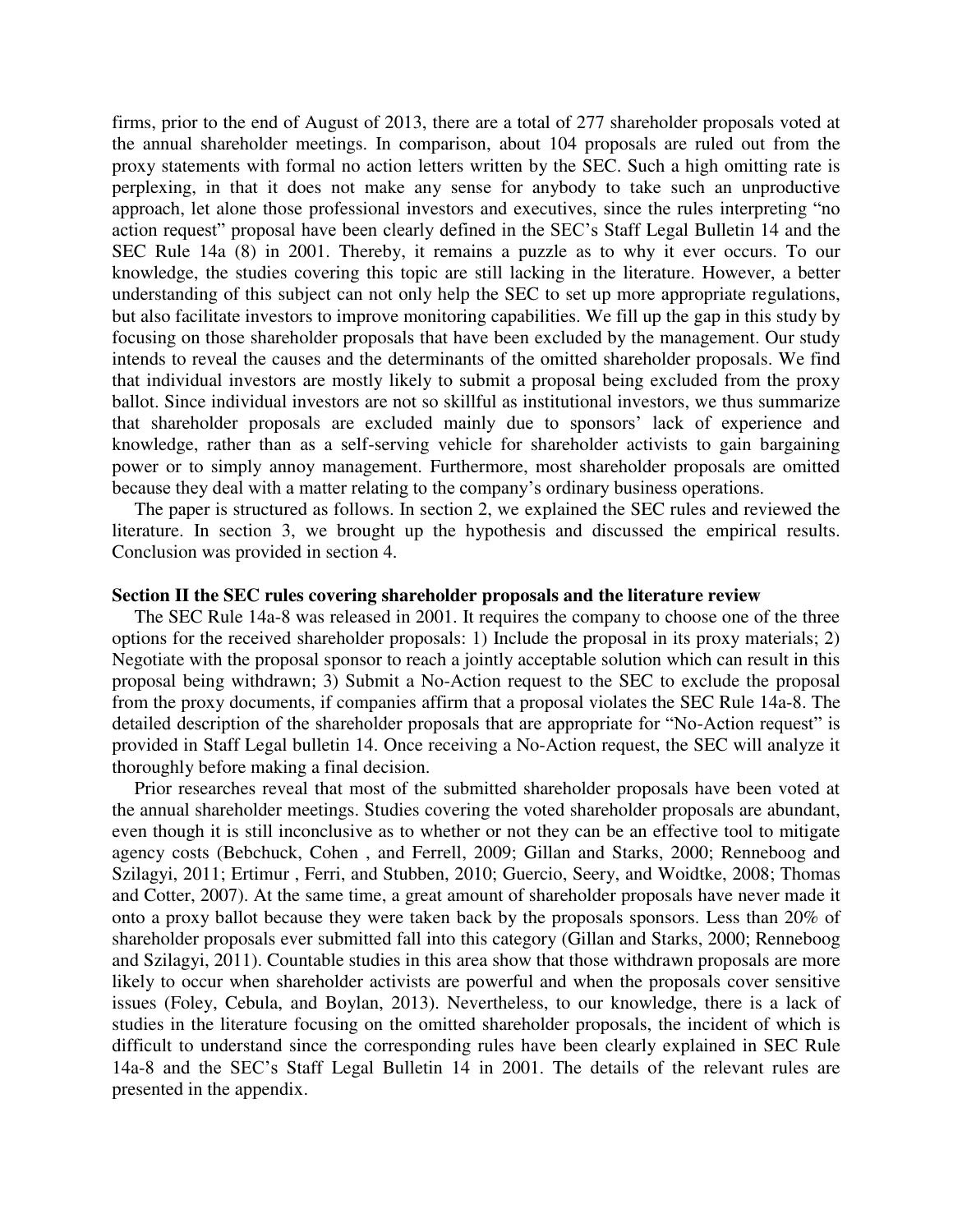firms, prior to the end of August of 2013, there are a total of 277 shareholder proposals voted at the annual shareholder meetings. In comparison, about 104 proposals are ruled out from the proxy statements with formal no action letters written by the SEC. Such a high omitting rate is perplexing, in that it does not make any sense for anybody to take such an unproductive approach, let alone those professional investors and executives, since the rules interpreting "no action request" proposal have been clearly defined in the SEC's Staff Legal Bulletin 14 and the SEC Rule 14a (8) in 2001. Thereby, it remains a puzzle as to why it ever occurs. To our knowledge, the studies covering this topic are still lacking in the literature. However, a better understanding of this subject can not only help the SEC to set up more appropriate regulations, but also facilitate investors to improve monitoring capabilities. We fill up the gap in this study by focusing on those shareholder proposals that have been excluded by the management. Our study intends to reveal the causes and the determinants of the omitted shareholder proposals. We find that individual investors are mostly likely to submit a proposal being excluded from the proxy ballot. Since individual investors are not so skillful as institutional investors, we thus summarize that shareholder proposals are excluded mainly due to sponsors' lack of experience and knowledge, rather than as a self-serving vehicle for shareholder activists to gain bargaining power or to simply annoy management. Furthermore, most shareholder proposals are omitted because they deal with a matter relating to the company's ordinary business operations.

The paper is structured as follows. In section 2, we explained the SEC rules and reviewed the literature. In section 3, we brought up the hypothesis and discussed the empirical results. Conclusion was provided in section 4.

## Section II the SEC rules covering shareholder proposals and the literature review

The SEC Rule 14a-8 was released in 2001. It requires the company to choose one of the three options for the received shareholder proposals: 1) Include the proposal in its proxy materials; 2) Negotiate with the proposal sponsor to reach a jointly acceptable solution which can result in this proposal being withdrawn; 3) Submit a No-Action request to the SEC to exclude the proposal from the proxy documents, if companies affirm that a proposal violates the SEC Rule 14a-8. The detailed description of the shareholder proposals that are appropriate for "No-Action request" is provided in Staff Legal bulletin 14. Once receiving a No-Action request, the SEC will analyze it thoroughly before making a final decision.

Prior researches reveal that most of the submitted shareholder proposals have been voted at the annual shareholder meetings. Studies covering the voted shareholder proposals are abundant, even though it is still inconclusive as to whether or not they can be an effective tool to mitigate agency costs (Bebchuck, Cohen , and Ferrell, 2009; Gillan and Starks, 2000; Renneboog and Szilagyi, 2011; Ertimur , Ferri, and Stubben, 2010; Guercio, Seery, and Woidtke, 2008; Thomas and Cotter, 2007). At the same time, a great amount of shareholder proposals have never made it onto a proxy ballot because they were taken back by the proposals sponsors. Less than 20% of shareholder proposals ever submitted fall into this category (Gillan and Starks, 2000; Renneboog and Szilagyi, 2011). Countable studies in this area show that those withdrawn proposals are more likely to occur when shareholder activists are powerful and when the proposals cover sensitive issues (Foley, Cebula, and Boylan, 2013). Nevertheless, to our knowledge, there is a lack of studies in the literature focusing on the omitted shareholder proposals, the incident of which is difficult to understand since the corresponding rules have been clearly explained in SEC Rule 14a-8 and the SEC's Staff Legal Bulletin 14 in 2001. The details of the relevant rules are presented in the appendix.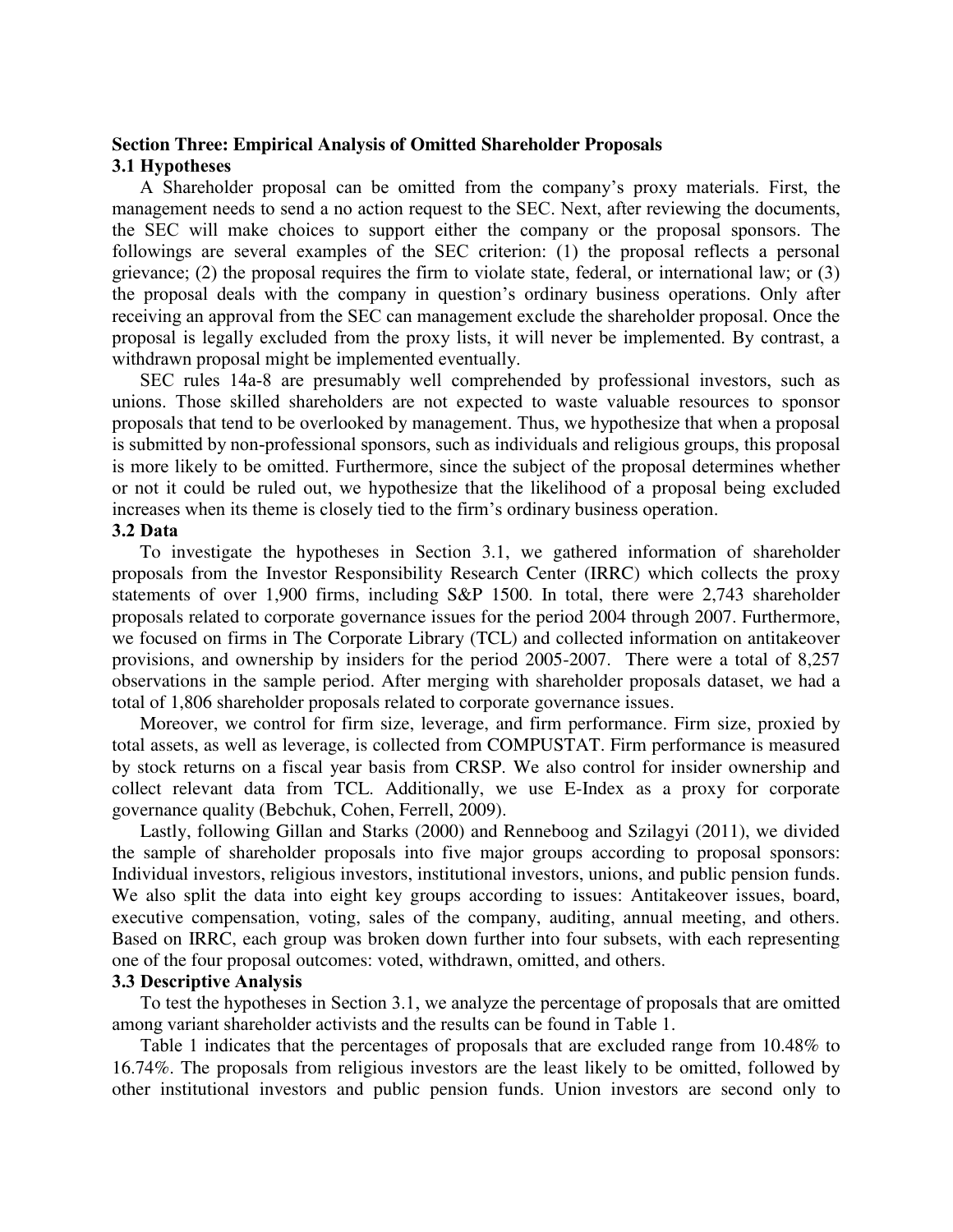## Section Three: Empirical Analysis of Omitted Shareholder Proposals

### 3.1 Hypotheses

A Shareholder proposal can be omitted from the company's proxy materials. First, the management needs to send a no action request to the SEC. Next, after reviewing the documents, the SEC will make choices to support either the company or the proposal sponsors. The followings are several examples of the SEC criterion: (1) the proposal reflects a personal grievance; (2) the proposal requires the firm to violate state, federal, or international law; or (3) the proposal deals with the company in question's ordinary business operations. Only after receiving an approval from the SEC can management exclude the shareholder proposal. Once the proposal is legally excluded from the proxy lists, it will never be implemented. By contrast, a withdrawn proposal might be implemented eventually.

SEC rules 14a-8 are presumably well comprehended by professional investors, such as unions. Those skilled shareholders are not expected to waste valuable resources to sponsor proposals that tend to be overlooked by management. Thus, we hypothesize that when a proposal is submitted by non-professional sponsors, such as individuals and religious groups, this proposal is more likely to be omitted. Furthermore, since the subject of the proposal determines whether or not it could be ruled out, we hypothesize that the likelihood of a proposal being excluded increases when its theme is closely tied to the firm's ordinary business operation.

### 3.2 Data

To investigate the hypotheses in Section 3.1, we gathered information of shareholder proposals from the Investor Responsibility Research Center (IRRC) which collects the proxy statements of over 1,900 firms, including S&P 1500. In total, there were 2,743 shareholder proposals related to corporate governance issues for the period 2004 through 2007. Furthermore, we focused on firms in The Corporate Library (TCL) and collected information on antitakeover provisions, and ownership by insiders for the period 2005-2007. There were a total of 8,257 observations in the sample period. After merging with shareholder proposals dataset, we had a total of 1,806 shareholder proposals related to corporate governance issues.

Moreover, we control for firm size, leverage, and firm performance. Firm size, proxied by total assets, as well as leverage, is collected from COMPUSTAT. Firm performance is measured by stock returns on a fiscal year basis from CRSP. We also control for insider ownership and collect relevant data from TCL. Additionally, we use E-Index as a proxy for corporate governance quality (Bebchuk, Cohen, Ferrell, 2009).

Lastly, following Gillan and Starks (2000) and Renneboog and Szilagyi (2011), we divided the sample of shareholder proposals into five major groups according to proposal sponsors: Individual investors, religious investors, institutional investors, unions, and public pension funds. We also split the data into eight key groups according to issues: Antitakeover issues, board, executive compensation, voting, sales of the company, auditing, annual meeting, and others. Based on IRRC, each group was broken down further into four subsets, with each representing one of the four proposal outcomes: voted, withdrawn, omitted, and others.

### 3.3 Descriptive Analysis

To test the hypotheses in Section 3.1, we analyze the percentage of proposals that are omitted among variant shareholder activists and the results can be found in Table 1.

Table 1 indicates that the percentages of proposals that are excluded range from 10.48% to 16.74%. The proposals from religious investors are the least likely to be omitted, followed by other institutional investors and public pension funds. Union investors are second only to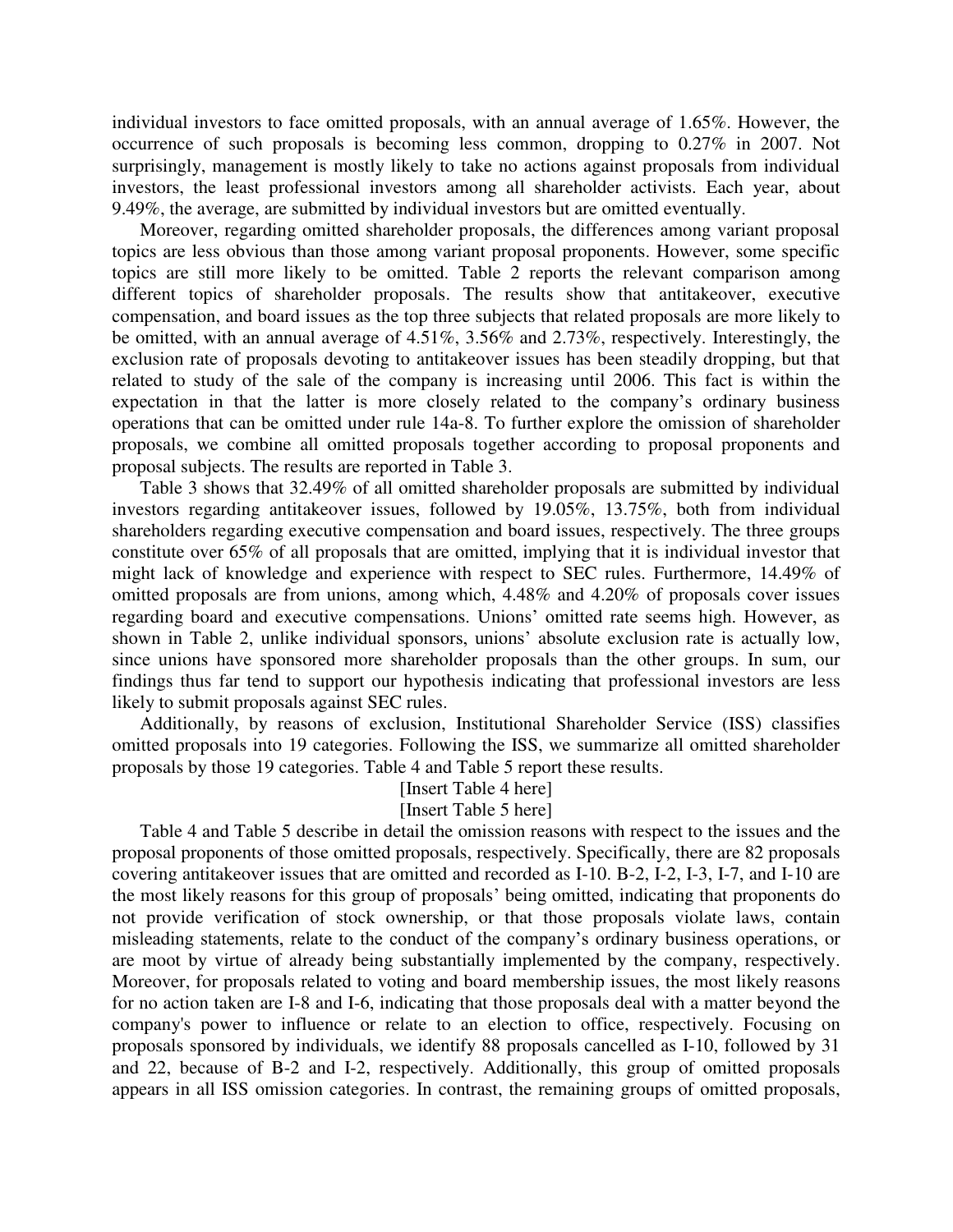individual investors to face omitted proposals, with an annual average of 1.65%. However, the occurrence of such proposals is becoming less common, dropping to 0.27% in 2007. Not surprisingly, management is mostly likely to take no actions against proposals from individual investors, the least professional investors among all shareholder activists. Each year, about 9.49%, the average, are submitted by individual investors but are omitted eventually.

Moreover, regarding omitted shareholder proposals, the differences among variant proposal topics are less obvious than those among variant proposal proponents. However, some specific topics are still more likely to be omitted. Table 2 reports the relevant comparison among different topics of shareholder proposals. The results show that antitakeover, executive compensation, and board issues as the top three subjects that related proposals are more likely to be omitted, with an annual average of 4.51%, 3.56% and 2.73%, respectively. Interestingly, the exclusion rate of proposals devoting to antitakeover issues has been steadily dropping, but that related to study of the sale of the company is increasing until 2006. This fact is within the expectation in that the latter is more closely related to the company's ordinary business operations that can be omitted under rule 14a-8. To further explore the omission of shareholder proposals, we combine all omitted proposals together according to proposal proponents and proposal subjects. The results are reported in Table 3.

Table 3 shows that 32.49% of all omitted shareholder proposals are submitted by individual investors regarding antitakeover issues, followed by 19.05%, 13.75%, both from individual shareholders regarding executive compensation and board issues, respectively. The three groups constitute over 65% of all proposals that are omitted, implying that it is individual investor that might lack of knowledge and experience with respect to SEC rules. Furthermore, 14.49% of omitted proposals are from unions, among which, 4.48% and 4.20% of proposals cover issues regarding board and executive compensations. Unions' omitted rate seems high. However, as shown in Table 2, unlike individual sponsors, unions' absolute exclusion rate is actually low, since unions have sponsored more shareholder proposals than the other groups. In sum, our findings thus far tend to support our hypothesis indicating that professional investors are less likely to submit proposals against SEC rules.

Additionally, by reasons of exclusion, Institutional Shareholder Service (ISS) classifies omitted proposals into 19 categories. Following the ISS, we summarize all omitted shareholder proposals by those 19 categories. Table 4 and Table 5 report these results.

[Insert Table 4 here]

[Insert Table 5 here]

Table 4 and Table 5 describe in detail the omission reasons with respect to the issues and the proposal proponents of those omitted proposals, respectively. Specifically, there are 82 proposals covering antitakeover issues that are omitted and recorded as I-10. B-2, I-2, I-3, I-7, and I-10 are the most likely reasons for this group of proposals' being omitted, indicating that proponents do not provide verification of stock ownership, or that those proposals violate laws, contain misleading statements, relate to the conduct of the company's ordinary business operations, or are moot by virtue of already being substantially implemented by the company, respectively. Moreover, for proposals related to voting and board membership issues, the most likely reasons for no action taken are I-8 and I-6, indicating that those proposals deal with a matter beyond the company's power to influence or relate to an election to office, respectively. Focusing on proposals sponsored by individuals, we identify 88 proposals cancelled as I-10, followed by 31 and 22, because of B-2 and I-2, respectively. Additionally, this group of omitted proposals appears in all ISS omission categories. In contrast, the remaining groups of omitted proposals,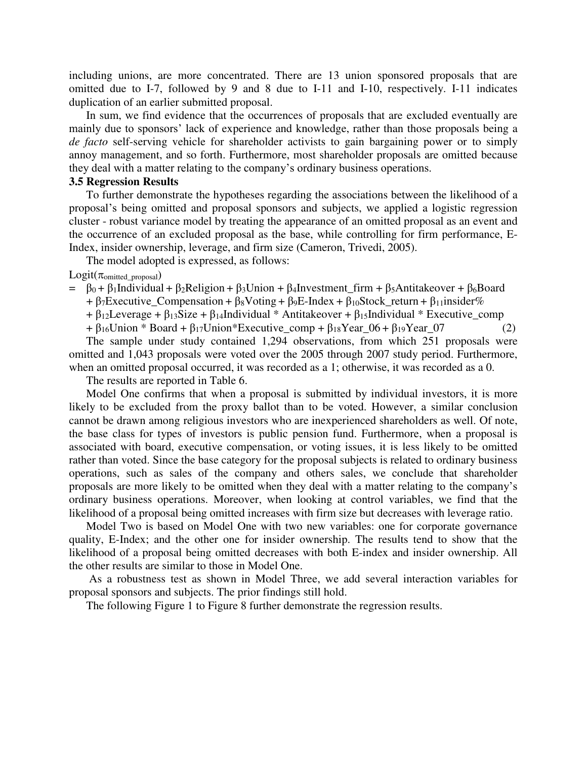including unions, are more concentrated. There are 13 union sponsored proposals that are omitted due to I-7, followed by 9 and 8 due to I-11 and I-10, respectively. I-11 indicates duplication of an earlier submitted proposal.

In sum, we find evidence that the occurrences of proposals that are excluded eventually are mainly due to sponsors' lack of experience and knowledge, rather than those proposals being a *de facto* self-serving vehicle for shareholder activists to gain bargaining power or to simply annoy management, and so forth. Furthermore, most shareholder proposals are omitted because they deal with a matter relating to the company's ordinary business operations.

### 3.5 Regression Results

To further demonstrate the hypotheses regarding the associations between the likelihood of a proposal's being omitted and proposal sponsors and subjects, we applied a logistic regression cluster - robust variance model by treating the appearance of an omitted proposal as an event and the occurrence of an excluded proposal as the base, while controlling for firm performance, E-Index, insider ownership, leverage, and firm size (Cameron, Trivedi, 2005).

The model adopted is expressed, as follows:

$$
\begin{aligned}
\text{Logit}(\pi_{\text{omitted\_proposal}}) = \; & \beta_0 + \beta_1\text{Individual} + \beta_2\text{Religion} + \beta_3\text{Union} + \beta_4\text{Investment\_firm} + \beta_5\text{Antitakeover} + \beta_6\text{Board} \\
& + \beta_7\text{Executive\_Compensation} + \beta_8\text{Voting} + \beta_9\text{E-Index} + \beta_{10}\text{Stock\_return} + \beta_{11}\text{insider\%} \\
& + \beta_{12}\text{Leverage} + \beta_{13}\text{Size} + \beta_{14}\text{Individual} * \text{Antitakeover} + \beta_{15}\text{Individual} * \text{Executive\_comp} \\
& + \beta_{16}\text{Union} * \text{Board} + \beta_{17}\text{Union}*\text{Executive\_comp} + \beta_{18}\text{Year\_06} + \beta_{19}\text{Year\_07} \qquad (2)
\end{aligned}
$$

The sample under study contained 1,294 observations, from which 251 proposals were omitted and 1,043 proposals were voted over the 2005 through 2007 study period. Furthermore, when an omitted proposal occurred, it was recorded as a 1; otherwise, it was recorded as a 0.

The results are reported in Table 6.

Model One confirms that when a proposal is submitted by individual investors, it is more likely to be excluded from the proxy ballot than to be voted. However, a similar conclusion cannot be drawn among religious investors who are inexperienced shareholders as well. Of note, the base class for types of investors is public pension fund. Furthermore, when a proposal is associated with board, executive compensation, or voting issues, it is less likely to be omitted rather than voted. Since the base category for the proposal subjects is related to ordinary business operations, such as sales of the company and others sales, we conclude that shareholder proposals are more likely to be omitted when they deal with a matter relating to the company's ordinary business operations. Moreover, when looking at control variables, we find that the likelihood of a proposal being omitted increases with firm size but decreases with leverage ratio.

Model Two is based on Model One with two new variables: one for corporate governance quality, E-Index; and the other one for insider ownership. The results tend to show that the likelihood of a proposal being omitted decreases with both E-index and insider ownership. All the other results are similar to those in Model One.

As a robustness test as shown in Model Three, we add several interaction variables for proposal sponsors and subjects. The prior findings still hold.

The following Figure 1 to Figure 8 further demonstrate the regression results.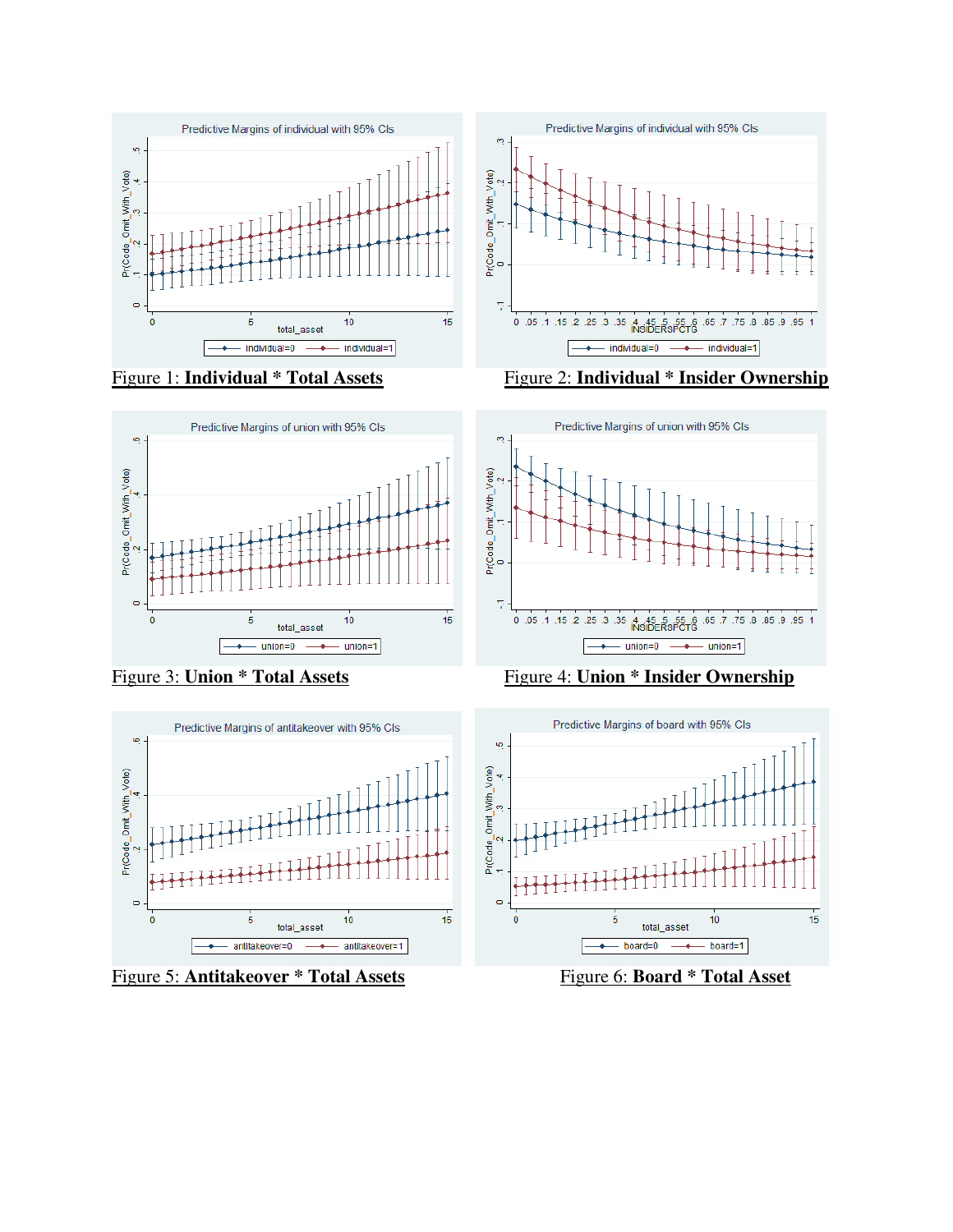Figure 1: **Individual * Total Assets**

Figure 2: **Individual * Insider Ownership**

Figure 3: **Union * Total Assets**

Figure 4: **Union * Insider Ownership**

Figure 5: **Antitakeover * Total Assets**

Figure 6: **Board * Total Asset**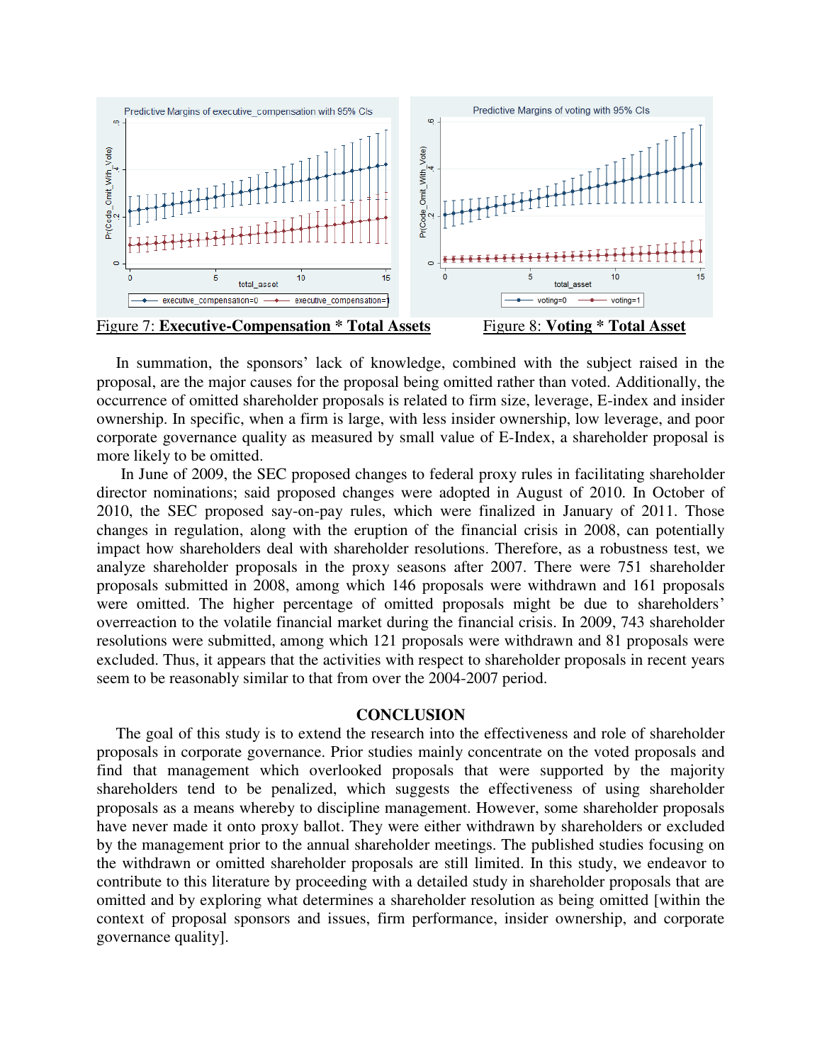Figure 7: **Executive-Compensation * Total Assets**

Figure 8: **Voting * Total Asset**

In summation, the sponsors' lack of knowledge, combined with the subject raised in the proposal, are the major causes for the proposal being omitted rather than voted. Additionally, the occurrence of omitted shareholder proposals is related to firm size, leverage, E-index and insider ownership. In specific, when a firm is large, with less insider ownership, low leverage, and poor corporate governance quality as measured by small value of E-Index, a shareholder proposal is more likely to be omitted.

In June of 2009, the SEC proposed changes to federal proxy rules in facilitating shareholder director nominations; said proposed changes were adopted in August of 2010. In October of 2010, the SEC proposed say-on-pay rules, which were finalized in January of 2011. Those changes in regulation, along with the eruption of the financial crisis in 2008, can potentially impact how shareholders deal with shareholder resolutions. Therefore, as a robustness test, we analyze shareholder proposals in the proxy seasons after 2007. There were 751 shareholder proposals submitted in 2008, among which 146 proposals were withdrawn and 161 proposals were omitted. The higher percentage of omitted proposals might be due to shareholders' overreaction to the volatile financial market during the financial crisis. In 2009, 743 shareholder resolutions were submitted, among which 121 proposals were withdrawn and 81 proposals were excluded. Thus, it appears that the activities with respect to shareholder proposals in recent years seem to be reasonably similar to that from over the 2004-2007 period.

## CONCLUSION

The goal of this study is to extend the research into the effectiveness and role of shareholder proposals in corporate governance. Prior studies mainly concentrate on the voted proposals and find that management which overlooked proposals that were supported by the majority shareholders tend to be penalized, which suggests the effectiveness of using shareholder proposals as a means whereby to discipline management. However, some shareholder proposals have never made it onto proxy ballot. They were either withdrawn by shareholders or excluded by the management prior to the annual shareholder meetings. The published studies focusing on the withdrawn or omitted shareholder proposals are still limited. In this study, we endeavor to contribute to this literature by proceeding with a detailed study in shareholder proposals that are omitted and by exploring what determines a shareholder resolution as being omitted [within the context of proposal sponsors and issues, firm performance, insider ownership, and corporate governance quality].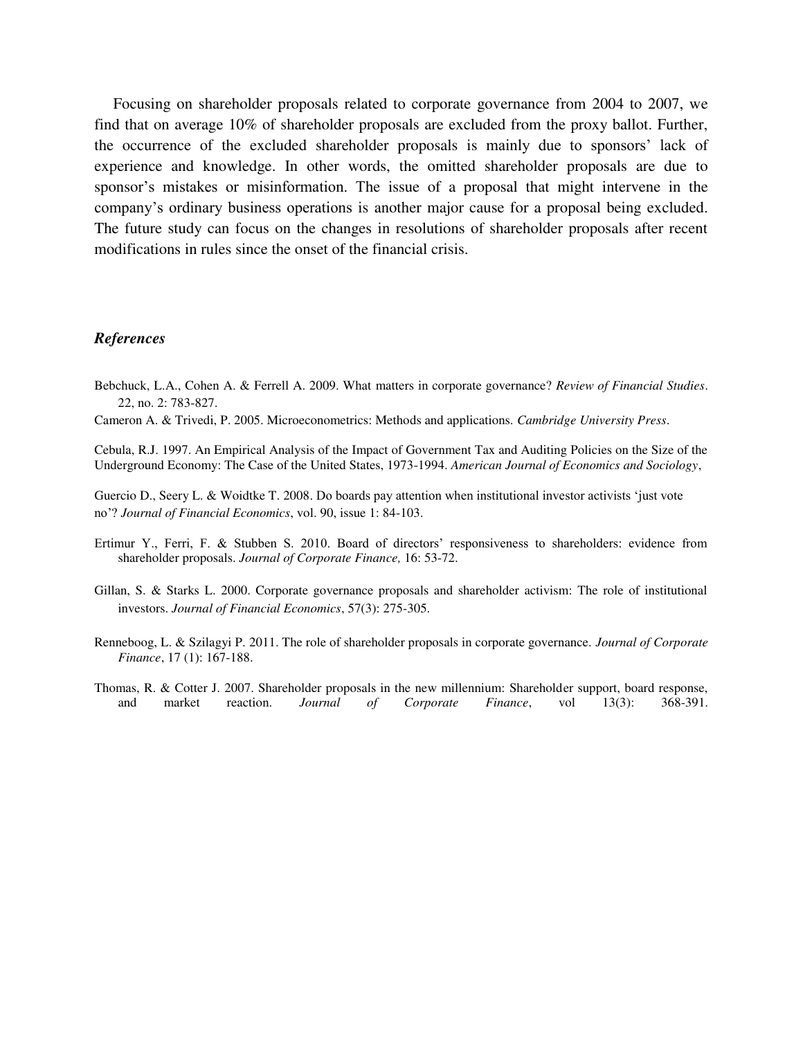Focusing on shareholder proposals related to corporate governance from 2004 to 2007, we find that on average 10% of shareholder proposals are excluded from the proxy ballot. Further, the occurrence of the excluded shareholder proposals is mainly due to sponsors' lack of experience and knowledge. In other words, the omitted shareholder proposals are due to sponsor's mistakes or misinformation. The issue of a proposal that might intervene in the company's ordinary business operations is another major cause for a proposal being excluded. The future study can focus on the changes in resolutions of shareholder proposals after recent modifications in rules since the onset of the financial crisis.

### *References*

Bebchuck, L.A., Cohen A. & Ferrell A. 2009. What matters in corporate governance? *Review of Financial Studies*. 22, no. 2: 783-827.

Cameron A. & Trivedi, P. 2005. Microeconometrics: Methods and applications. *Cambridge University Press*.

Cebula, R.J. 1997. An Empirical Analysis of the Impact of Government Tax and Auditing Policies on the Size of the Underground Economy: The Case of the United States, 1973-1994. *American Journal of Economics and Sociology*,

Guercio D., Seery L. & Woidtke T. 2008. Do boards pay attention when institutional investor activists 'just vote no'? *Journal of Financial Economics*, vol. 90, issue 1: 84-103.

Ertimur Y., Ferri, F. & Stubben S. 2010. Board of directors' responsiveness to shareholders: evidence from shareholder proposals. *Journal of Corporate Finance,* 16: 53-72.

Gillan, S. & Starks L. 2000. Corporate governance proposals and shareholder activism: The role of institutional investors. *Journal of Financial Economics*, 57(3): 275-305.

Renneboog, L. & Szilagyi P. 2011. The role of shareholder proposals in corporate governance. *Journal of Corporate Finance*, 17 (1): 167-188.

Thomas, R. & Cotter J. 2007. Shareholder proposals in the new millennium: Shareholder support, board response, and market reaction. *Journal of Corporate Finance*, vol 13(3): 368-391.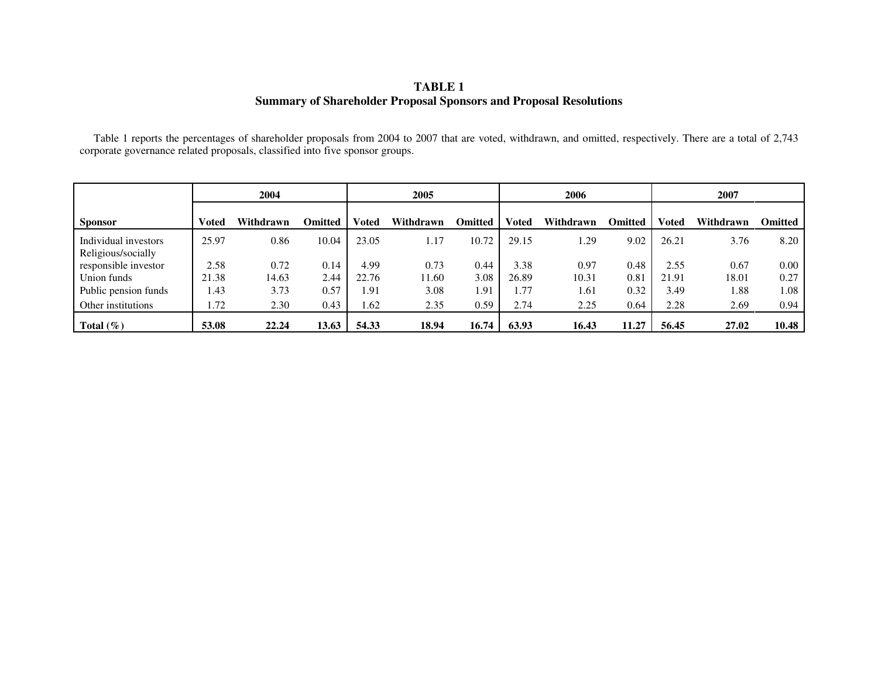**TABLE 1**
**Summary of Shareholder Proposal Sponsors and Proposal Resolutions**

Table 1 reports the percentages of shareholder proposals from 2004 to 2007 that are voted, withdrawn, and omitted, respectively. There are a total of 2,743 corporate governance related proposals, classified into five sponsor groups.

| | 2004 | | | 2005 | | | 2006 | | | 2007 | | |
|---|---|---|---|---|---|---|---|---|---|---|---|---|
| **Sponsor** | **Voted** | **Withdrawn** | **Omitted** | **Voted** | **Withdrawn** | **Omitted** | **Voted** | **Withdrawn** | **Omitted** | **Voted** | **Withdrawn** | **Omitted** |
| Individual investors | 25.97 | 0.86 | 10.04 | 23.05 | 1.17 | 10.72 | 29.15 | 1.29 | 9.02 | 26.21 | 3.76 | 8.20 |
| Religious/socially responsible investor | 2.58 | 0.72 | 0.14 | 4.99 | 0.73 | 0.44 | 3.38 | 0.97 | 0.48 | 2.55 | 0.67 | 0.00 |
| Union funds | 21.38 | 14.63 | 2.44 | 22.76 | 11.60 | 3.08 | 26.89 | 10.31 | 0.81 | 21.91 | 18.01 | 0.27 |
| Public pension funds | 1.43 | 3.73 | 0.57 | 1.91 | 3.08 | 1.91 | 1.77 | 1.61 | 0.32 | 3.49 | 1.88 | 1.08 |
| Other institutions | 1.72 | 2.30 | 0.43 | 1.62 | 2.35 | 0.59 | 2.74 | 2.25 | 0.64 | 2.28 | 2.69 | 0.94 |
| **Total (%)** | **53.08** | **22.24** | **13.63** | **54.33** | **18.94** | **16.74** | **63.93** | **16.43** | **11.27** | **56.45** | **27.02** | **10.48** |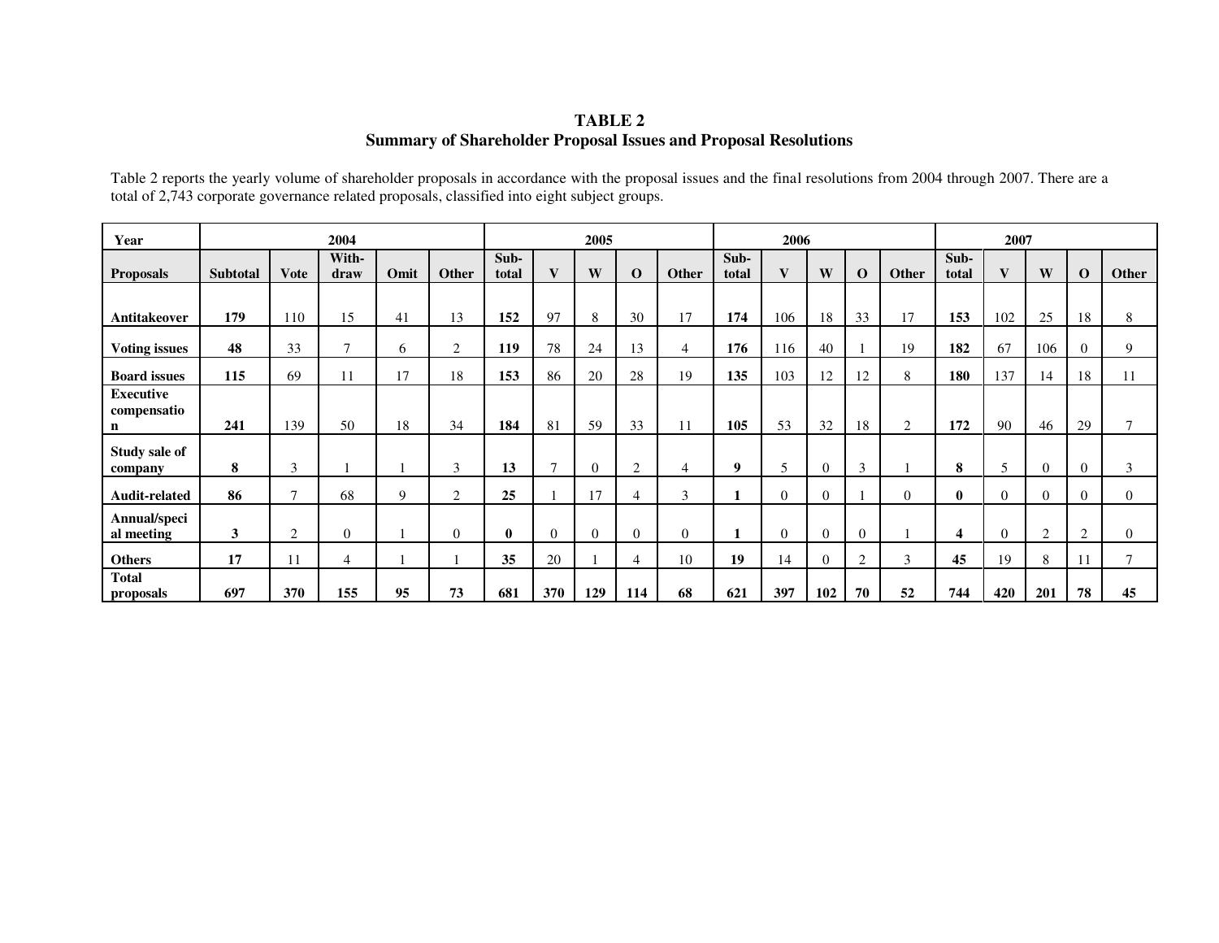# TABLE 2

## Summary of Shareholder Proposal Issues and Proposal Resolutions

Table 2 reports the yearly volume of shareholder proposals in accordance with the proposal issues and the final resolutions from 2004 through 2007. There are a total of 2,743 corporate governance related proposals, classified into eight subject groups.

| Year | 2004 | | | | | 2005 | | | | | 2006 | | | | | 2007 | | | | |
|---|---|---|---|---|---|---|---|---|---|---|---|---|---|---|---|---|---|---|---|---|
| **Proposals** | **Subtotal** | **Vote** | **With-draw** | **Omit** | **Other** | **Sub-total** | **V** | **W** | **O** | **Other** | **Sub-total** | **V** | **W** | **O** | **Other** | **Sub-total** | **V** | **W** | **O** | **Other** |
| **Antitakeover** | **179** | 110 | 15 | 41 | 13 | **152** | 97 | 8 | 30 | 17 | **174** | 106 | 18 | 33 | 17 | **153** | 102 | 25 | 18 | 8 |
| **Voting issues** | **48** | 33 | 7 | 6 | 2 | **119** | 78 | 24 | 13 | 4 | **176** | 116 | 40 | 1 | 19 | **182** | 67 | 106 | 0 | 9 |
| **Board issues** | **115** | 69 | 11 | 17 | 18 | **153** | 86 | 20 | 28 | 19 | **135** | 103 | 12 | 12 | 8 | **180** | 137 | 14 | 18 | 11 |
| **Executive compensation** | **241** | 139 | 50 | 18 | 34 | **184** | 81 | 59 | 33 | 11 | **105** | 53 | 32 | 18 | 2 | **172** | 90 | 46 | 29 | 7 |
| **Study sale of company** | **8** | 3 | 1 | 1 | 3 | **13** | 7 | 0 | 2 | 4 | **9** | 5 | 0 | 3 | 1 | **8** | 5 | 0 | 0 | 3 |
| **Audit-related** | **86** | 7 | 68 | 9 | 2 | **25** | 1 | 17 | 4 | 3 | **1** | 0 | 0 | 1 | 0 | **0** | 0 | 0 | 0 | 0 |
| **Annual/special meeting** | **3** | 2 | 0 | 1 | 0 | **0** | 0 | 0 | 0 | 0 | **1** | 0 | 0 | 0 | 1 | **4** | 0 | 2 | 2 | 0 |
| **Others** | **17** | 11 | 4 | 1 | 1 | **35** | 20 | 1 | 4 | 10 | **19** | 14 | 0 | 2 | 3 | **45** | 19 | 8 | 11 | 7 |
| **Total proposals** | **697** | **370** | **155** | **95** | **73** | **681** | **370** | **129** | **114** | **68** | **621** | **397** | **102** | **70** | **52** | **744** | **420** | **201** | **78** | **45** |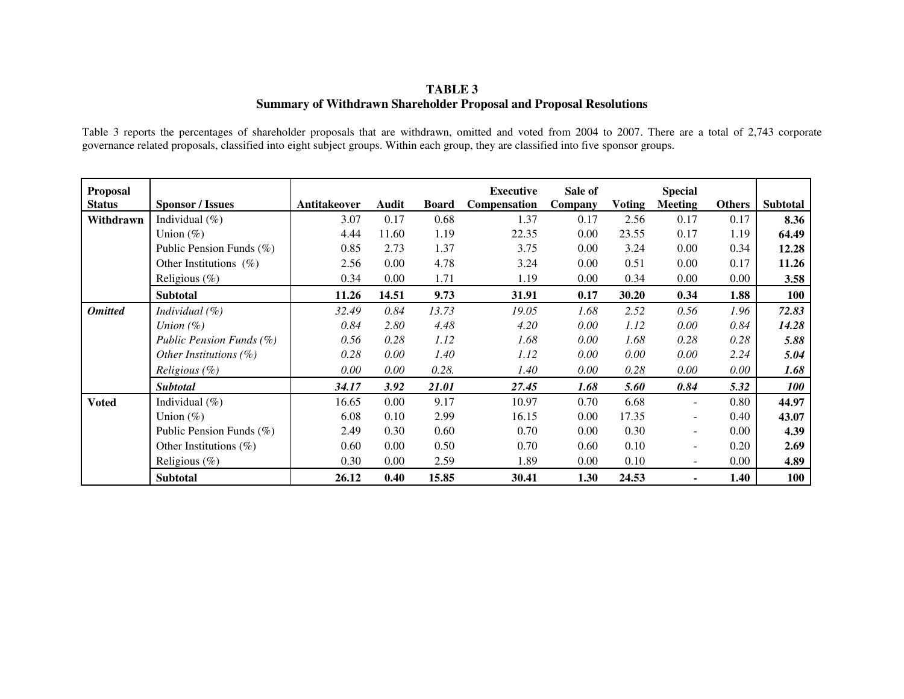**TABLE 3**
**Summary of Withdrawn Shareholder Proposal and Proposal Resolutions**

Table 3 reports the percentages of shareholder proposals that are withdrawn, omitted and voted from 2004 to 2007. There are a total of 2,743 corporate governance related proposals, classified into eight subject groups. Within each group, they are classified into five sponsor groups.

| Proposal Status | Sponsor / Issues | Antitakeover | Audit | Board | Executive Compensation | Sale of Company | Voting | Special Meeting | Others | Subtotal |
|---|---|---|---|---|---|---|---|---|---|---|
| **Withdrawn** | Individual (%) | 3.07 | 0.17 | 0.68 | 1.37 | 0.17 | 2.56 | 0.17 | 0.17 | **8.36** |
| | Union (%) | 4.44 | 11.60 | 1.19 | 22.35 | 0.00 | 23.55 | 0.17 | 1.19 | **64.49** |
| | Public Pension Funds (%) | 0.85 | 2.73 | 1.37 | 3.75 | 0.00 | 3.24 | 0.00 | 0.34 | **12.28** |
| | Other Institutions (%) | 2.56 | 0.00 | 4.78 | 3.24 | 0.00 | 0.51 | 0.00 | 0.17 | **11.26** |
| | Religious (%) | 0.34 | 0.00 | 1.71 | 1.19 | 0.00 | 0.34 | 0.00 | 0.00 | **3.58** |
| | **Subtotal** | **11.26** | **14.51** | **9.73** | **31.91** | **0.17** | **30.20** | **0.34** | **1.88** | **100** |
| ***Omitted*** | *Individual (%)* | *32.49* | *0.84* | *13.73* | *19.05* | *1.68* | *2.52* | *0.56* | *1.96* | ***72.83*** |
| | *Union (%)* | *0.84* | *2.80* | *4.48* | *4.20* | *0.00* | *1.12* | *0.00* | *0.84* | ***14.28*** |
| | *Public Pension Funds (%)* | *0.56* | *0.28* | *1.12* | *1.68* | *0.00* | *1.68* | *0.28* | *0.28* | ***5.88*** |
| | *Other Institutions (%)* | *0.28* | *0.00* | *1.40* | *1.12* | *0.00* | *0.00* | *0.00* | *2.24* | ***5.04*** |
| | *Religious (%)* | *0.00* | *0.00* | *0.28.* | *1.40* | *0.00* | *0.28* | *0.00* | *0.00* | ***1.68*** |
| | ***Subtotal*** | ***34.17*** | ***3.92*** | ***21.01*** | ***27.45*** | ***1.68*** | ***5.60*** | ***0.84*** | ***5.32*** | ***100*** |
| **Voted** | Individual (%) | 16.65 | 0.00 | 9.17 | 10.97 | 0.70 | 6.68 | - | 0.80 | **44.97** |
| | Union (%) | 6.08 | 0.10 | 2.99 | 16.15 | 0.00 | 17.35 | - | 0.40 | **43.07** |
| | Public Pension Funds (%) | 2.49 | 0.30 | 0.60 | 0.70 | 0.00 | 0.30 | - | 0.00 | **4.39** |
| | Other Institutions (%) | 0.60 | 0.00 | 0.50 | 0.70 | 0.60 | 0.10 | - | 0.20 | **2.69** |
| | Religious (%) | 0.30 | 0.00 | 2.59 | 1.89 | 0.00 | 0.10 | - | 0.00 | **4.89** |
| | **Subtotal** | **26.12** | **0.40** | **15.85** | **30.41** | **1.30** | **24.53** | **-** | **1.40** | **100** |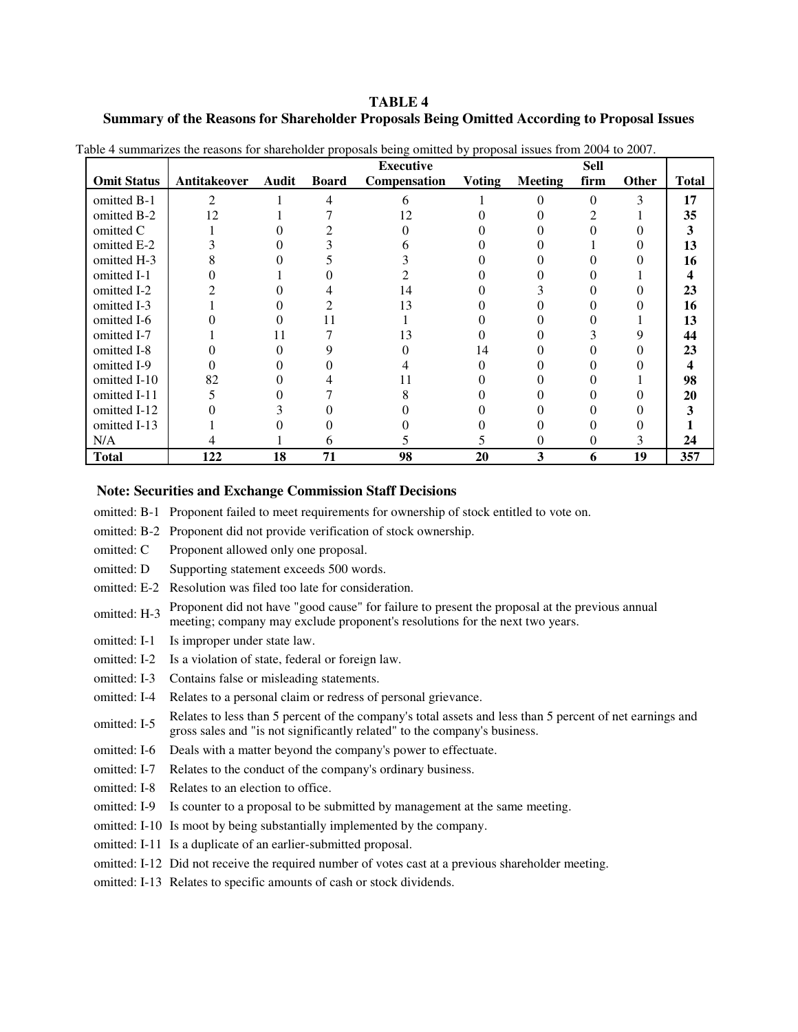**TABLE 4**
**Summary of the Reasons for Shareholder Proposals Being Omitted According to Proposal Issues**

Table 4 summarizes the reasons for shareholder proposals being omitted by proposal issues from 2004 to 2007.

| Omit Status | Antitakeover | Audit | Board | Executive Compensation | Voting | Meeting | Sell firm | Other | Total |
|---|---|---|---|---|---|---|---|---|---|
| omitted B-1 | 2 | 1 | 4 | 6 | 1 | 0 | 0 | 3 | **17** |
| omitted B-2 | 12 | 1 | 7 | 12 | 0 | 0 | 2 | 1 | **35** |
| omitted C | 1 | 0 | 2 | 0 | 0 | 0 | 0 | 0 | **3** |
| omitted E-2 | 3 | 0 | 3 | 6 | 0 | 0 | 1 | 0 | **13** |
| omitted H-3 | 8 | 0 | 5 | 3 | 0 | 0 | 0 | 0 | **16** |
| omitted I-1 | 0 | 1 | 0 | 2 | 0 | 0 | 0 | 1 | **4** |
| omitted I-2 | 2 | 0 | 4 | 14 | 0 | 3 | 0 | 0 | **23** |
| omitted I-3 | 1 | 0 | 2 | 13 | 0 | 0 | 0 | 0 | **16** |
| omitted I-6 | 0 | 0 | 11 | 1 | 0 | 0 | 0 | 1 | **13** |
| omitted I-7 | 1 | 11 | 7 | 13 | 0 | 0 | 3 | 9 | **44** |
| omitted I-8 | 0 | 0 | 9 | 0 | 14 | 0 | 0 | 0 | **23** |
| omitted I-9 | 0 | 0 | 0 | 4 | 0 | 0 | 0 | 0 | **4** |
| omitted I-10 | 82 | 0 | 4 | 11 | 0 | 0 | 0 | 1 | **98** |
| omitted I-11 | 5 | 0 | 7 | 8 | 0 | 0 | 0 | 0 | **20** |
| omitted I-12 | 0 | 3 | 0 | 0 | 0 | 0 | 0 | 0 | **3** |
| omitted I-13 | 1 | 0 | 0 | 0 | 0 | 0 | 0 | 0 | **1** |
| N/A | 4 | 1 | 6 | 5 | 5 | 0 | 0 | 3 | **24** |
| **Total** | **122** | **18** | **71** | **98** | **20** | **3** | **6** | **19** | **357** |

**Note: Securities and Exchange Commission Staff Decisions**

omitted: B-1 Proponent failed to meet requirements for ownership of stock entitled to vote on.

omitted: B-2 Proponent did not provide verification of stock ownership.

omitted: C Proponent allowed only one proposal.

omitted: D Supporting statement exceeds 500 words.

omitted: E-2 Resolution was filed too late for consideration.

omitted: H-3 Proponent did not have "good cause" for failure to present the proposal at the previous annual meeting; company may exclude proponent's resolutions for the next two years.

omitted: I-1 Is improper under state law.

omitted: I-2 Is a violation of state, federal or foreign law.

omitted: I-3 Contains false or misleading statements.

omitted: I-4 Relates to a personal claim or redress of personal grievance.

omitted: I-5 Relates to less than 5 percent of the company's total assets and less than 5 percent of net earnings and gross sales and "is not significantly related" to the company's business.

omitted: I-6 Deals with a matter beyond the company's power to effectuate.

omitted: I-7 Relates to the conduct of the company's ordinary business.

omitted: I-8 Relates to an election to office.

omitted: I-9 Is counter to a proposal to be submitted by management at the same meeting.

omitted: I-10 Is moot by being substantially implemented by the company.

omitted: I-11 Is a duplicate of an earlier-submitted proposal.

omitted: I-12 Did not receive the required number of votes cast at a previous shareholder meeting.

omitted: I-13 Relates to specific amounts of cash or stock dividends.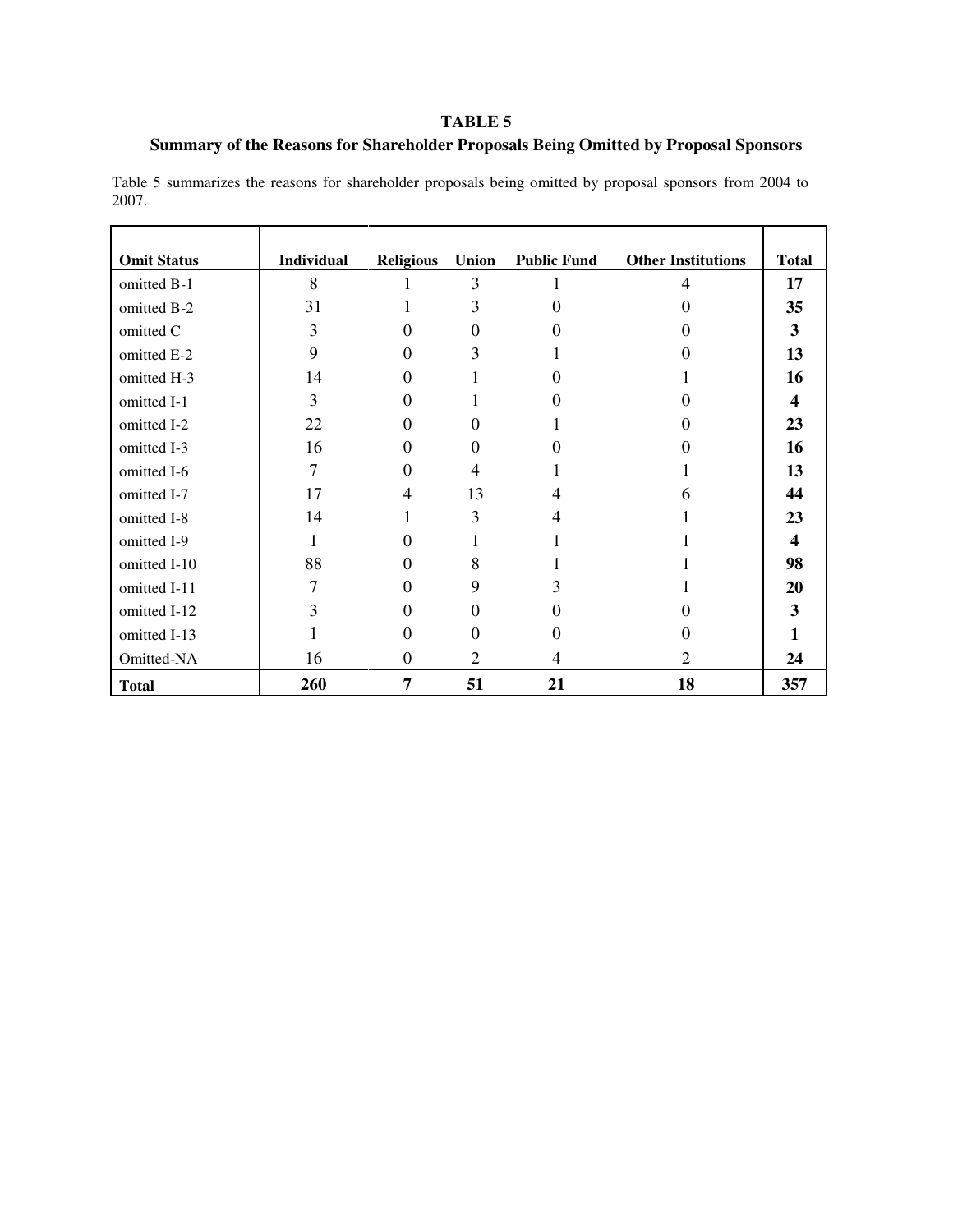**TABLE 5**

**Summary of the Reasons for Shareholder Proposals Being Omitted by Proposal Sponsors**

Table 5 summarizes the reasons for shareholder proposals being omitted by proposal sponsors from 2004 to 2007.

| Omit Status | Individual | Religious | Union | Public Fund | Other Institutions | Total |
|---|---|---|---|---|---|---|
| omitted B-1 | 8 | 1 | 3 | 1 | 4 | **17** |
| omitted B-2 | 31 | 1 | 3 | 0 | 0 | **35** |
| omitted C | 3 | 0 | 0 | 0 | 0 | **3** |
| omitted E-2 | 9 | 0 | 3 | 1 | 0 | **13** |
| omitted H-3 | 14 | 0 | 1 | 0 | 1 | **16** |
| omitted I-1 | 3 | 0 | 1 | 0 | 0 | **4** |
| omitted I-2 | 22 | 0 | 0 | 1 | 0 | **23** |
| omitted I-3 | 16 | 0 | 0 | 0 | 0 | **16** |
| omitted I-6 | 7 | 0 | 4 | 1 | 1 | **13** |
| omitted I-7 | 17 | 4 | 13 | 4 | 6 | **44** |
| omitted I-8 | 14 | 1 | 3 | 4 | 1 | **23** |
| omitted I-9 | 1 | 0 | 1 | 1 | 1 | **4** |
| omitted I-10 | 88 | 0 | 8 | 1 | 1 | **98** |
| omitted I-11 | 7 | 0 | 9 | 3 | 1 | **20** |
| omitted I-12 | 3 | 0 | 0 | 0 | 0 | **3** |
| omitted I-13 | 1 | 0 | 0 | 0 | 0 | **1** |
| Omitted-NA | 16 | 0 | 2 | 4 | 2 | **24** |
| **Total** | **260** | **7** | **51** | **21** | **18** | **357** |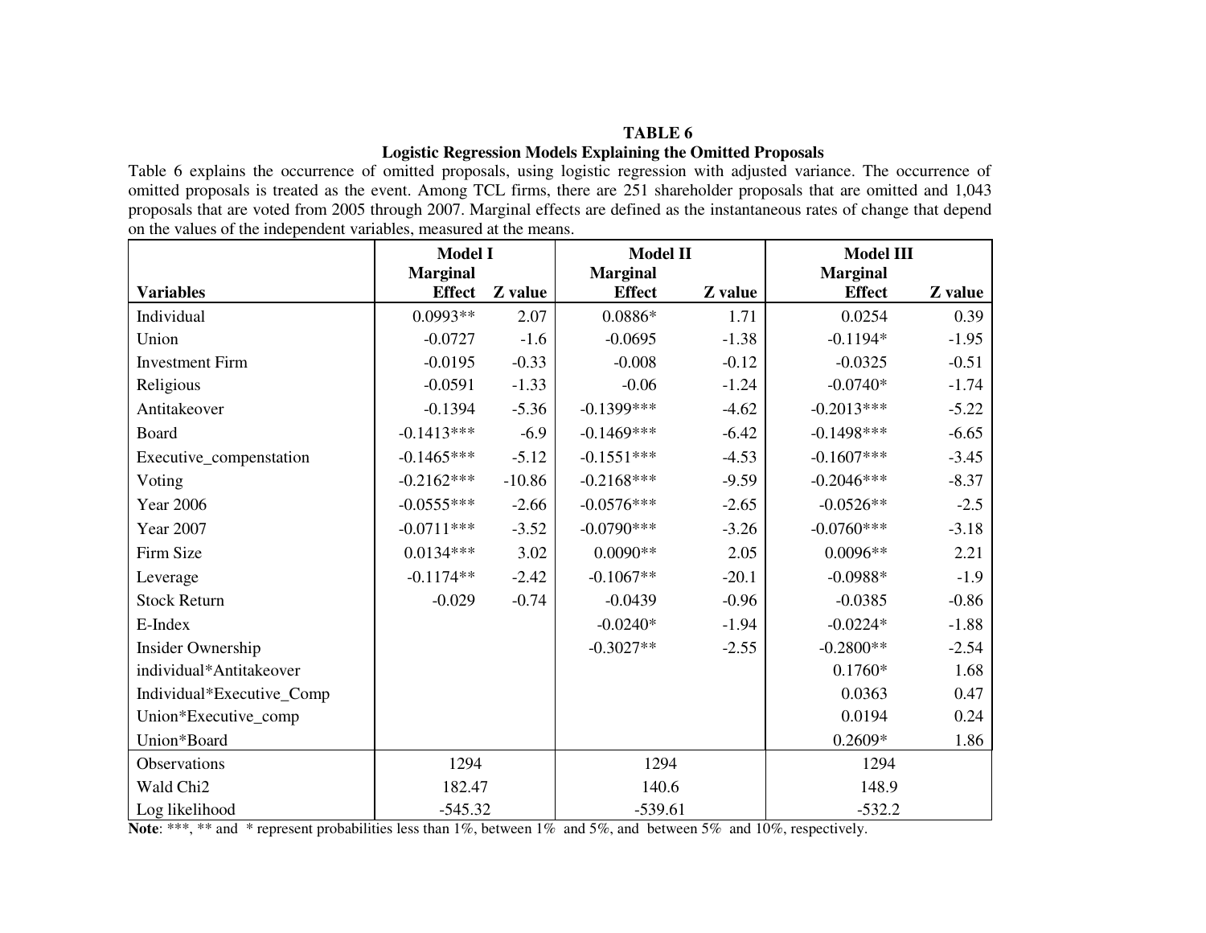**TABLE 6**

**Logistic Regression Models Explaining the Omitted Proposals**

Table 6 explains the occurrence of omitted proposals, using logistic regression with adjusted variance. The occurrence of omitted proposals is treated as the event. Among TCL firms, there are 251 shareholder proposals that are omitted and 1,043 proposals that are voted from 2005 through 2007. Marginal effects are defined as the instantaneous rates of change that depend on the values of the independent variables, measured at the means.

| | **Model I** | | **Model II** | | **Model III** | |
|---|---|---|---|---|---|---|
| **Variables** | **Marginal Effect** | **Z value** | **Marginal Effect** | **Z value** | **Marginal Effect** | **Z value** |
| Individual | 0.0993** | 2.07 | 0.0886* | 1.71 | 0.0254 | 0.39 |
| Union | -0.0727 | -1.6 | -0.0695 | -1.38 | -0.1194* | -1.95 |
| Investment Firm | -0.0195 | -0.33 | -0.008 | -0.12 | -0.0325 | -0.51 |
| Religious | -0.0591 | -1.33 | -0.06 | -1.24 | -0.0740* | -1.74 |
| Antitakeover | -0.1394 | -5.36 | -0.1399*** | -4.62 | -0.2013*** | -5.22 |
| Board | -0.1413*** | -6.9 | -0.1469*** | -6.42 | -0.1498*** | -6.65 |
| Executive_compenstation | -0.1465*** | -5.12 | -0.1551*** | -4.53 | -0.1607*** | -3.45 |
| Voting | -0.2162*** | -10.86 | -0.2168*** | -9.59 | -0.2046*** | -8.37 |
| Year 2006 | -0.0555*** | -2.66 | -0.0576*** | -2.65 | -0.0526** | -2.5 |
| Year 2007 | -0.0711*** | -3.52 | -0.0790*** | -3.26 | -0.0760*** | -3.18 |
| Firm Size | 0.0134*** | 3.02 | 0.0090** | 2.05 | 0.0096** | 2.21 |
| Leverage | -0.1174** | -2.42 | -0.1067** | -20.1 | -0.0988* | -1.9 |
| Stock Return | -0.029 | -0.74 | -0.0439 | -0.96 | -0.0385 | -0.86 |
| E-Index | | | -0.0240* | -1.94 | -0.0224* | -1.88 |
| Insider Ownership | | | -0.3027** | -2.55 | -0.2800** | -2.54 |
| individual*Antitakeover | | | | | 0.1760* | 1.68 |
| Individual*Executive_Comp | | | | | 0.0363 | 0.47 |
| Union*Executive_comp | | | | | 0.0194 | 0.24 |
| Union*Board | | | | | 0.2609* | 1.86 |
| Observations | 1294 | | 1294 | | 1294 | |
| Wald Chi2 | 182.47 | | 140.6 | | 148.9 | |
| Log likelihood | -545.32 | | -539.61 | | -532.2 | |

**Note**: ***, ** and * represent probabilities less than 1%, between 1% and 5%, and between 5% and 10%, respectively.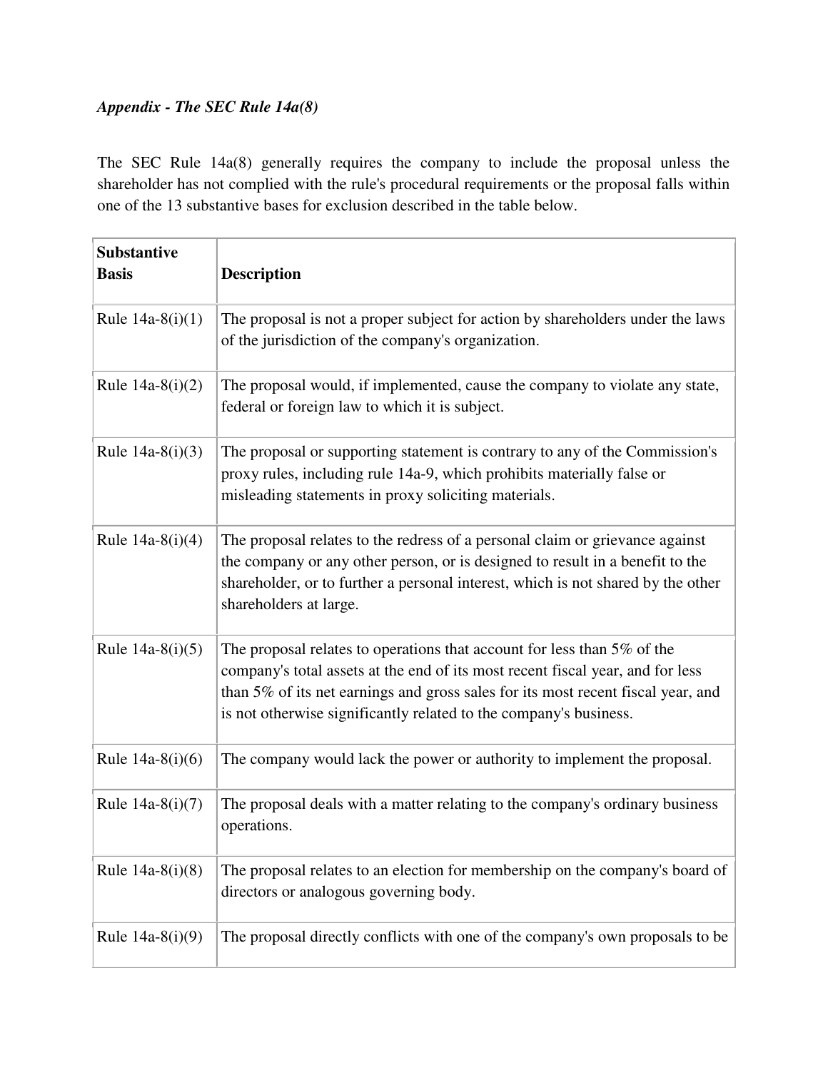*Appendix - The SEC Rule 14a(8)*

The SEC Rule 14a(8) generally requires the company to include the proposal unless the shareholder has not complied with the rule's procedural requirements or the proposal falls within one of the 13 substantive bases for exclusion described in the table below.

| **Substantive Basis** | **Description** |
|---|---|
| Rule 14a-8(i)(1) | The proposal is not a proper subject for action by shareholders under the laws of the jurisdiction of the company's organization. |
| Rule 14a-8(i)(2) | The proposal would, if implemented, cause the company to violate any state, federal or foreign law to which it is subject. |
| Rule 14a-8(i)(3) | The proposal or supporting statement is contrary to any of the Commission's proxy rules, including rule 14a-9, which prohibits materially false or misleading statements in proxy soliciting materials. |
| Rule 14a-8(i)(4) | The proposal relates to the redress of a personal claim or grievance against the company or any other person, or is designed to result in a benefit to the shareholder, or to further a personal interest, which is not shared by the other shareholders at large. |
| Rule 14a-8(i)(5) | The proposal relates to operations that account for less than 5% of the company's total assets at the end of its most recent fiscal year, and for less than 5% of its net earnings and gross sales for its most recent fiscal year, and is not otherwise significantly related to the company's business. |
| Rule 14a-8(i)(6) | The company would lack the power or authority to implement the proposal. |
| Rule 14a-8(i)(7) | The proposal deals with a matter relating to the company's ordinary business operations. |
| Rule 14a-8(i)(8) | The proposal relates to an election for membership on the company's board of directors or analogous governing body. |
| Rule 14a-8(i)(9) | The proposal directly conflicts with one of the company's own proposals to be |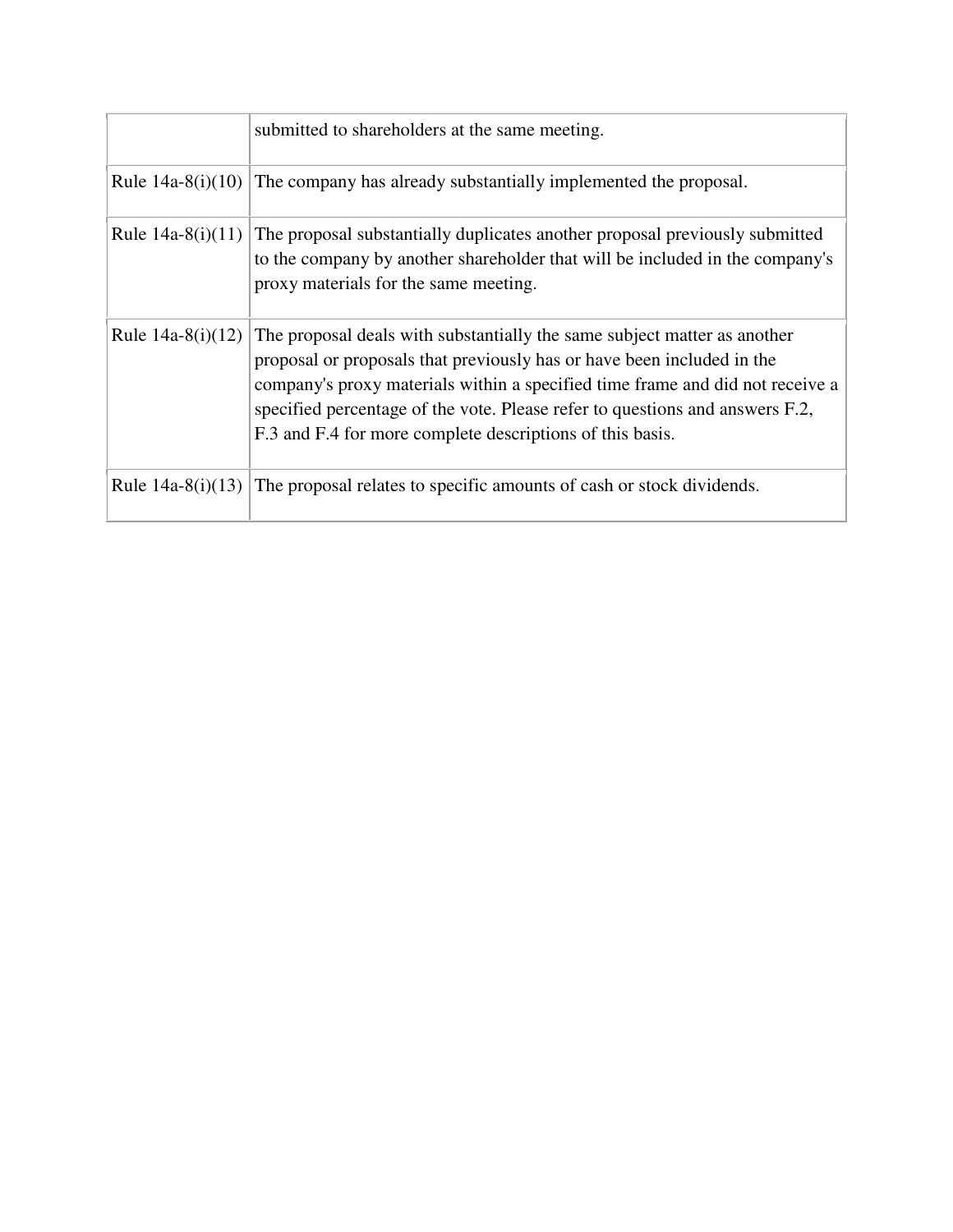| | |
|---|---|
| | submitted to shareholders at the same meeting. |
| Rule 14a-8(i)(10) | The company has already substantially implemented the proposal. |
| Rule 14a-8(i)(11) | The proposal substantially duplicates another proposal previously submitted to the company by another shareholder that will be included in the company's proxy materials for the same meeting. |
| Rule 14a-8(i)(12) | The proposal deals with substantially the same subject matter as another proposal or proposals that previously has or have been included in the company's proxy materials within a specified time frame and did not receive a specified percentage of the vote. Please refer to questions and answers F.2, F.3 and F.4 for more complete descriptions of this basis. |
| Rule 14a-8(i)(13) | The proposal relates to specific amounts of cash or stock dividends. |